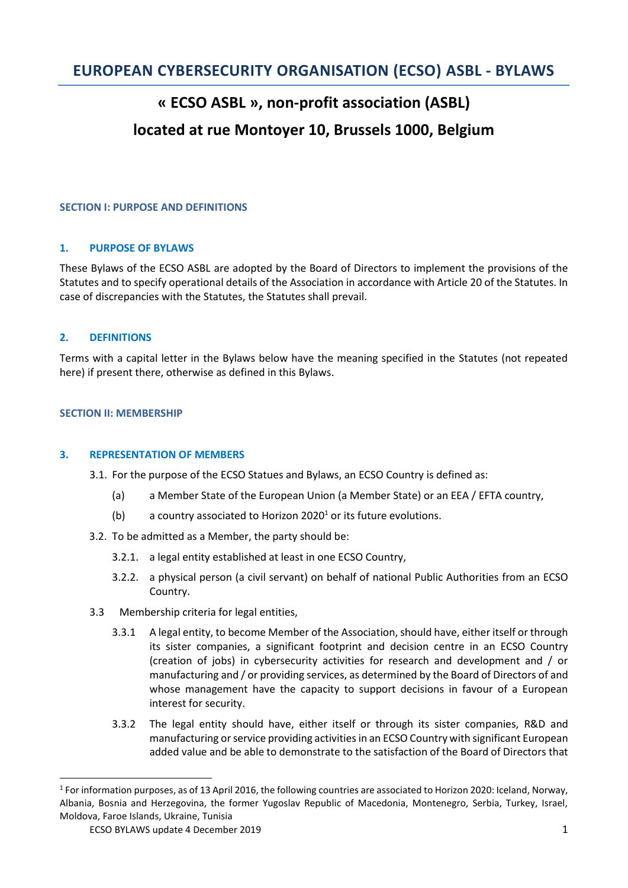# EUROPEAN CYBERSECURITY ORGANISATION (ECSO) ASBL - BYLAWS

## « ECSO ASBL », non-profit association (ASBL) located at rue Montoyer 10, Brussels 1000, Belgium

### SECTION I: PURPOSE AND DEFINITIONS

### 1. PURPOSE OF BYLAWS

These Bylaws of the ECSO ASBL are adopted by the Board of Directors to implement the provisions of the Statutes and to specify operational details of the Association in accordance with Article 20 of the Statutes. In case of discrepancies with the Statutes, the Statutes shall prevail.

### 2. DEFINITIONS

Terms with a capital letter in the Bylaws below have the meaning specified in the Statutes (not repeated here) if present there, otherwise as defined in this Bylaws.

### SECTION II: MEMBERSHIP

### 3. REPRESENTATION OF MEMBERS

3.1. For the purpose of the ECSO Statues and Bylaws, an ECSO Country is defined as:

- (a) a Member State of the European Union (a Member State) or an EEA / EFTA country,
- (b) a country associated to Horizon 2020[1] or its future evolutions.

3.2. To be admitted as a Member, the party should be:

- 3.2.1. a legal entity established at least in one ECSO Country,
- 3.2.2. a physical person (a civil servant) on behalf of national Public Authorities from an ECSO Country.

3.3 Membership criteria for legal entities,

- 3.3.1 A legal entity, to become Member of the Association, should have, either itself or through its sister companies, a significant footprint and decision centre in an ECSO Country (creation of jobs) in cybersecurity activities for research and development and / or manufacturing and / or providing services, as determined by the Board of Directors of and whose management have the capacity to support decisions in favour of a European interest for security.
- 3.3.2 The legal entity should have, either itself or through its sister companies, R&D and manufacturing or service providing activities in an ECSO Country with significant European added value and be able to demonstrate to the satisfaction of the Board of Directors that

[1] For information purposes, as of 13 April 2016, the following countries are associated to Horizon 2020: Iceland, Norway, Albania, Bosnia and Herzegovina, the former Yugoslav Republic of Macedonia, Montenegro, Serbia, Turkey, Israel, Moldova, Faroe Islands, Ukraine, Tunisia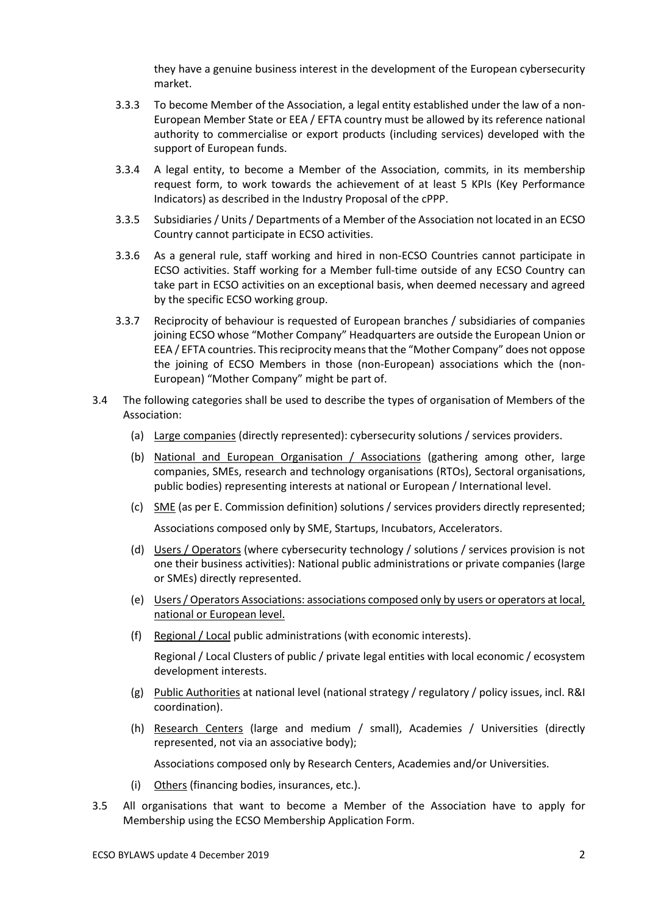they have a genuine business interest in the development of the European cybersecurity market.

3.3.3 To become Member of the Association, a legal entity established under the law of a non-European Member State or EEA / EFTA country must be allowed by its reference national authority to commercialise or export products (including services) developed with the support of European funds.

3.3.4 A legal entity, to become a Member of the Association, commits, in its membership request form, to work towards the achievement of at least 5 KPIs (Key Performance Indicators) as described in the Industry Proposal of the cPPP.

3.3.5 Subsidiaries / Units / Departments of a Member of the Association not located in an ECSO Country cannot participate in ECSO activities.

3.3.6 As a general rule, staff working and hired in non-ECSO Countries cannot participate in ECSO activities. Staff working for a Member full-time outside of any ECSO Country can take part in ECSO activities on an exceptional basis, when deemed necessary and agreed by the specific ECSO working group.

3.3.7 Reciprocity of behaviour is requested of European branches / subsidiaries of companies joining ECSO whose "Mother Company" Headquarters are outside the European Union or EEA / EFTA countries. This reciprocity means that the "Mother Company" does not oppose the joining of ECSO Members in those (non-European) associations which the (non-European) "Mother Company" might be part of.

3.4 The following categories shall be used to describe the types of organisation of Members of the Association:

(a) Large companies (directly represented): cybersecurity solutions / services providers.

(b) National and European Organisation / Associations (gathering among other, large companies, SMEs, research and technology organisations (RTOs), Sectoral organisations, public bodies) representing interests at national or European / International level.

(c) SME (as per E. Commission definition) solutions / services providers directly represented;

Associations composed only by SME, Startups, Incubators, Accelerators.

(d) Users / Operators (where cybersecurity technology / solutions / services provision is not one their business activities): National public administrations or private companies (large or SMEs) directly represented.

(e) Users / Operators Associations: associations composed only by users or operators at local, national or European level.

(f) Regional / Local public administrations (with economic interests).

Regional / Local Clusters of public / private legal entities with local economic / ecosystem development interests.

(g) Public Authorities at national level (national strategy / regulatory / policy issues, incl. R&I coordination).

(h) Research Centers (large and medium / small), Academies / Universities (directly represented, not via an associative body);

Associations composed only by Research Centers, Academies and/or Universities.

(i) Others (financing bodies, insurances, etc.).

3.5 All organisations that want to become a Member of the Association have to apply for Membership using the ECSO Membership Application Form.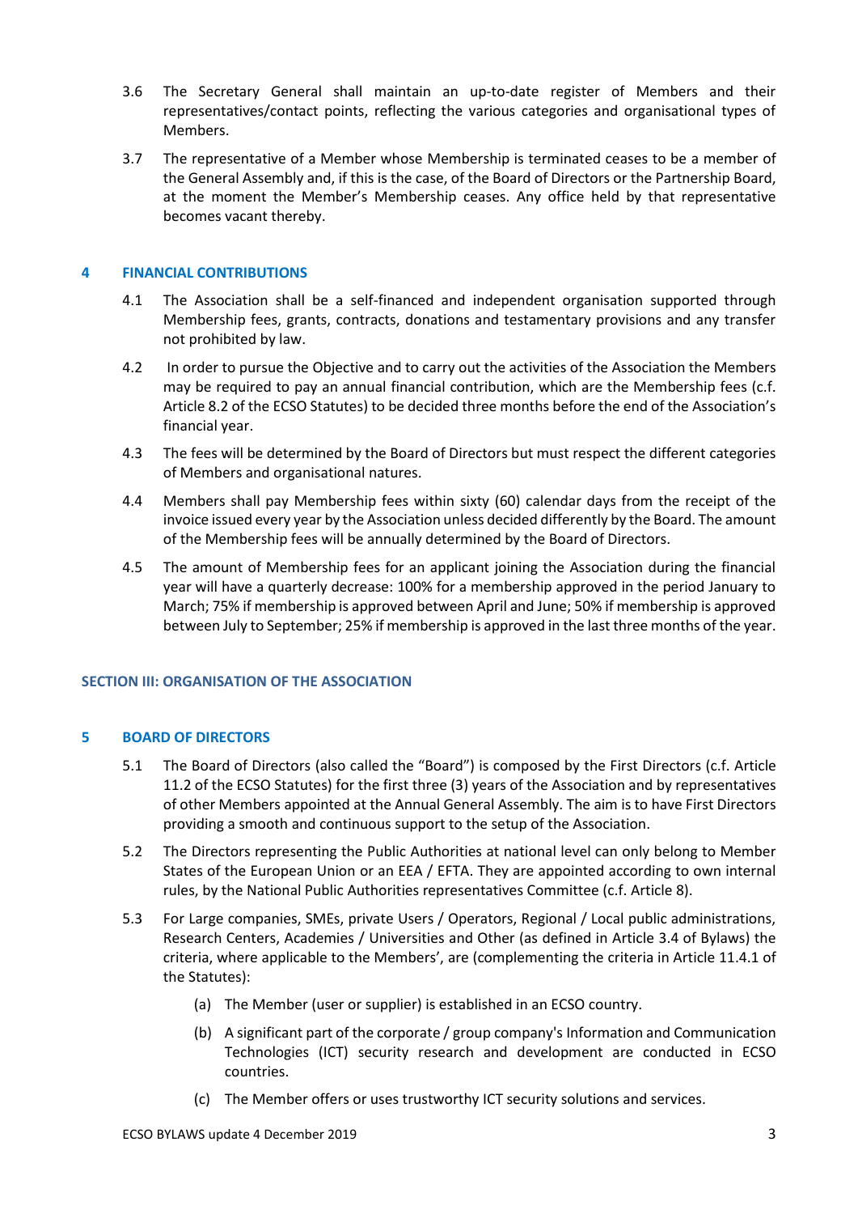3.6 The Secretary General shall maintain an up-to-date register of Members and their representatives/contact points, reflecting the various categories and organisational types of Members.

3.7 The representative of a Member whose Membership is terminated ceases to be a member of the General Assembly and, if this is the case, of the Board of Directors or the Partnership Board, at the moment the Member's Membership ceases. Any office held by that representative becomes vacant thereby.

## 4 FINANCIAL CONTRIBUTIONS

4.1 The Association shall be a self-financed and independent organisation supported through Membership fees, grants, contracts, donations and testamentary provisions and any transfer not prohibited by law.

4.2 In order to pursue the Objective and to carry out the activities of the Association the Members may be required to pay an annual financial contribution, which are the Membership fees (c.f. Article 8.2 of the ECSO Statutes) to be decided three months before the end of the Association's financial year.

4.3 The fees will be determined by the Board of Directors but must respect the different categories of Members and organisational natures.

4.4 Members shall pay Membership fees within sixty (60) calendar days from the receipt of the invoice issued every year by the Association unless decided differently by the Board. The amount of the Membership fees will be annually determined by the Board of Directors.

4.5 The amount of Membership fees for an applicant joining the Association during the financial year will have a quarterly decrease: 100% for a membership approved in the period January to March; 75% if membership is approved between April and June; 50% if membership is approved between July to September; 25% if membership is approved in the last three months of the year.

# SECTION III: ORGANISATION OF THE ASSOCIATION

## 5 BOARD OF DIRECTORS

5.1 The Board of Directors (also called the "Board") is composed by the First Directors (c.f. Article 11.2 of the ECSO Statutes) for the first three (3) years of the Association and by representatives of other Members appointed at the Annual General Assembly. The aim is to have First Directors providing a smooth and continuous support to the setup of the Association.

5.2 The Directors representing the Public Authorities at national level can only belong to Member States of the European Union or an EEA / EFTA. They are appointed according to own internal rules, by the National Public Authorities representatives Committee (c.f. Article 8).

5.3 For Large companies, SMEs, private Users / Operators, Regional / Local public administrations, Research Centers, Academies / Universities and Other (as defined in Article 3.4 of Bylaws) the criteria, where applicable to the Members', are (complementing the criteria in Article 11.4.1 of the Statutes):

   (a) The Member (user or supplier) is established in an ECSO country.

   (b) A significant part of the corporate / group company's Information and Communication Technologies (ICT) security research and development are conducted in ECSO countries.

   (c) The Member offers or uses trustworthy ICT security solutions and services.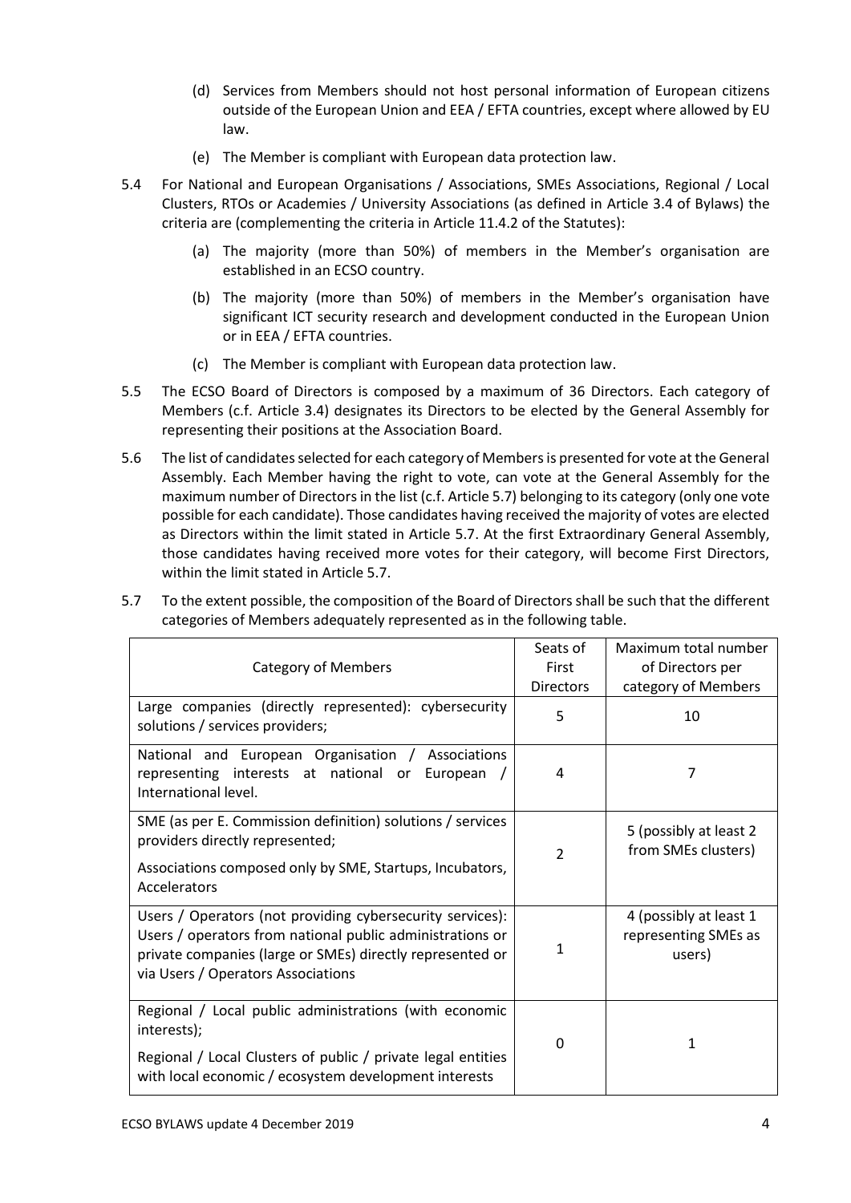(d) Services from Members should not host personal information of European citizens outside of the European Union and EEA / EFTA countries, except where allowed by EU law.

(e) The Member is compliant with European data protection law.

5.4 For National and European Organisations / Associations, SMEs Associations, Regional / Local Clusters, RTOs or Academies / University Associations (as defined in Article 3.4 of Bylaws) the criteria are (complementing the criteria in Article 11.4.2 of the Statutes):

(a) The majority (more than 50%) of members in the Member's organisation are established in an ECSO country.

(b) The majority (more than 50%) of members in the Member's organisation have significant ICT security research and development conducted in the European Union or in EEA / EFTA countries.

(c) The Member is compliant with European data protection law.

5.5 The ECSO Board of Directors is composed by a maximum of 36 Directors. Each category of Members (c.f. Article 3.4) designates its Directors to be elected by the General Assembly for representing their positions at the Association Board.

5.6 The list of candidates selected for each category of Members is presented for vote at the General Assembly. Each Member having the right to vote, can vote at the General Assembly for the maximum number of Directors in the list (c.f. Article 5.7) belonging to its category (only one vote possible for each candidate). Those candidates having received the majority of votes are elected as Directors within the limit stated in Article 5.7. At the first Extraordinary General Assembly, those candidates having received more votes for their category, will become First Directors, within the limit stated in Article 5.7.

5.7 To the extent possible, the composition of the Board of Directors shall be such that the different categories of Members adequately represented as in the following table.

| Category of Members | Seats of First Directors | Maximum total number of Directors per category of Members |
|---|---|---|
| Large companies (directly represented): cybersecurity solutions / services providers; | 5 | 10 |
| National and European Organisation / Associations representing interests at national or European / International level. | 4 | 7 |
| SME (as per E. Commission definition) solutions / services providers directly represented;<br><br>Associations composed only by SME, Startups, Incubators, Accelerators | 2 | 5 (possibly at least 2 from SMEs clusters) |
| Users / Operators (not providing cybersecurity services): Users / operators from national public administrations or private companies (large or SMEs) directly represented or via Users / Operators Associations | 1 | 4 (possibly at least 1 representing SMEs as users) |
| Regional / Local public administrations (with economic interests);<br><br>Regional / Local Clusters of public / private legal entities with local economic / ecosystem development interests | 0 | 1 |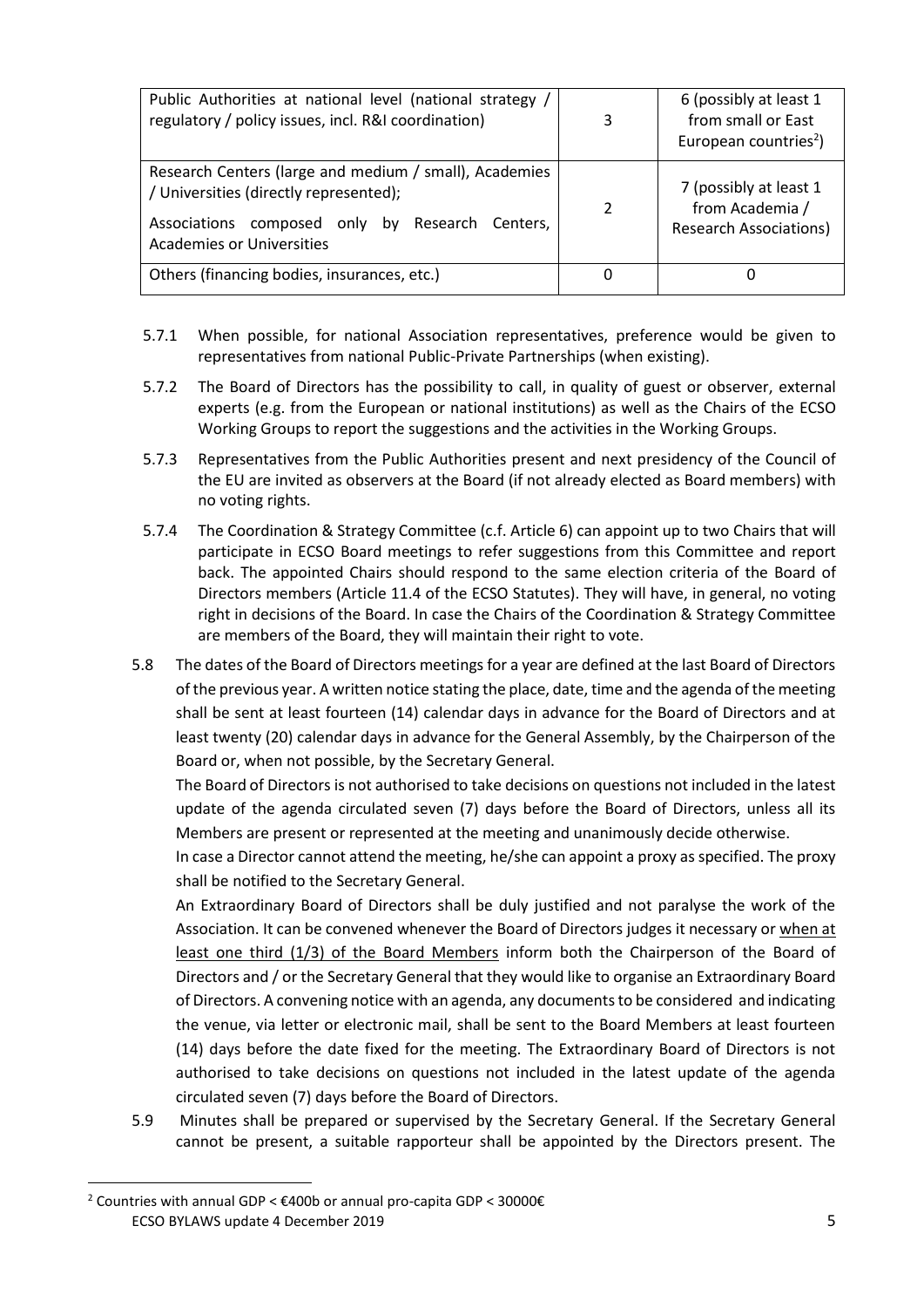| | | |
|---|---|---|
| Public Authorities at national level (national strategy / regulatory / policy issues, incl. R&I coordination) | 3 | 6 (possibly at least 1 from small or East European countries[2]) |
| Research Centers (large and medium / small), Academies / Universities (directly represented);<br>Associations composed only by Research Centers, Academies or Universities | 2 | 7 (possibly at least 1 from Academia / Research Associations) |
| Others (financing bodies, insurances, etc.) | 0 | 0 |

5.7.1 When possible, for national Association representatives, preference would be given to representatives from national Public-Private Partnerships (when existing).

5.7.2 The Board of Directors has the possibility to call, in quality of guest or observer, external experts (e.g. from the European or national institutions) as well as the Chairs of the ECSO Working Groups to report the suggestions and the activities in the Working Groups.

5.7.3 Representatives from the Public Authorities present and next presidency of the Council of the EU are invited as observers at the Board (if not already elected as Board members) with no voting rights.

5.7.4 The Coordination & Strategy Committee (c.f. Article 6) can appoint up to two Chairs that will participate in ECSO Board meetings to refer suggestions from this Committee and report back. The appointed Chairs should respond to the same election criteria of the Board of Directors members (Article 11.4 of the ECSO Statutes). They will have, in general, no voting right in decisions of the Board. In case the Chairs of the Coordination & Strategy Committee are members of the Board, they will maintain their right to vote.

5.8 The dates of the Board of Directors meetings for a year are defined at the last Board of Directors of the previous year. A written notice stating the place, date, time and the agenda of the meeting shall be sent at least fourteen (14) calendar days in advance for the Board of Directors and at least twenty (20) calendar days in advance for the General Assembly, by the Chairperson of the Board or, when not possible, by the Secretary General.

The Board of Directors is not authorised to take decisions on questions not included in the latest update of the agenda circulated seven (7) days before the Board of Directors, unless all its Members are present or represented at the meeting and unanimously decide otherwise.

In case a Director cannot attend the meeting, he/she can appoint a proxy as specified. The proxy shall be notified to the Secretary General.

An Extraordinary Board of Directors shall be duly justified and not paralyse the work of the Association. It can be convened whenever the Board of Directors judges it necessary or when at least one third (1/3) of the Board Members inform both the Chairperson of the Board of Directors and / or the Secretary General that they would like to organise an Extraordinary Board of Directors. A convening notice with an agenda, any documents to be considered and indicating the venue, via letter or electronic mail, shall be sent to the Board Members at least fourteen (14) days before the date fixed for the meeting. The Extraordinary Board of Directors is not authorised to take decisions on questions not included in the latest update of the agenda circulated seven (7) days before the Board of Directors.

5.9 Minutes shall be prepared or supervised by the Secretary General. If the Secretary General cannot be present, a suitable rapporteur shall be appointed by the Directors present. The

[2] Countries with annual GDP < €400b or annual pro-capita GDP < 30000€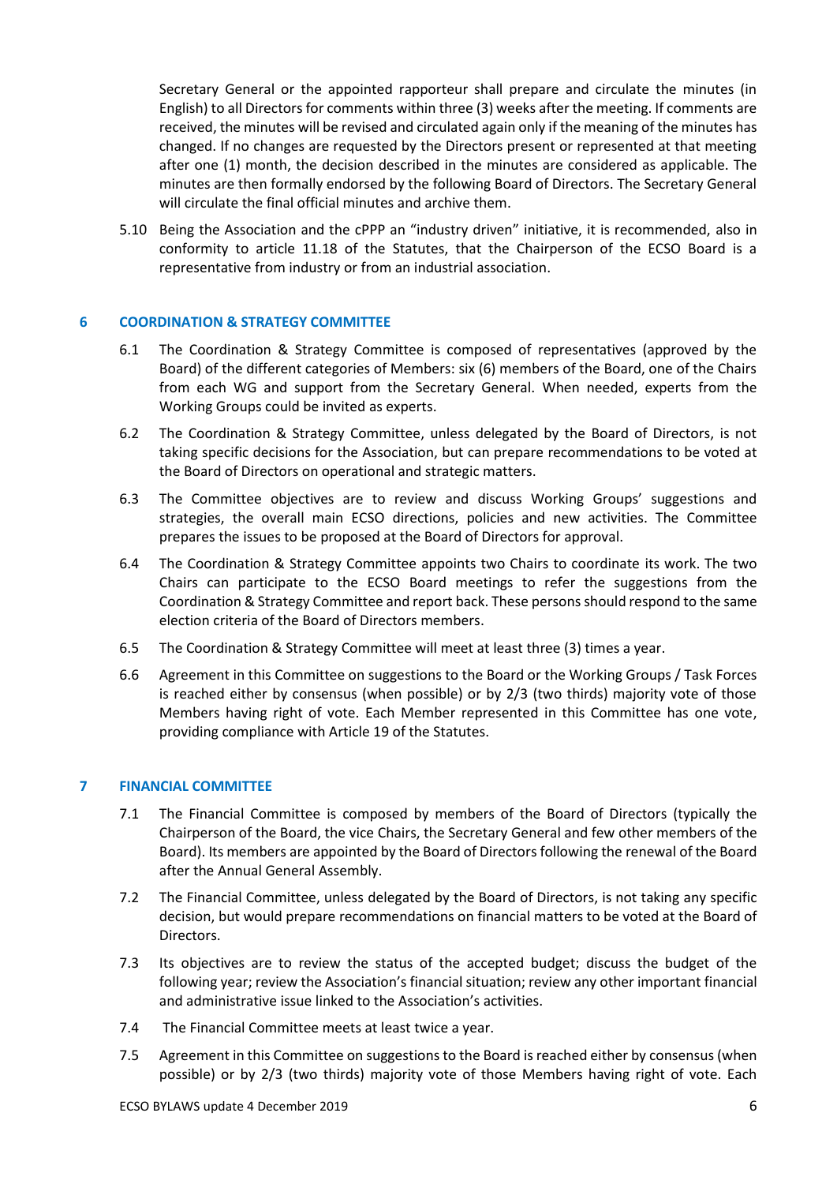Secretary General or the appointed rapporteur shall prepare and circulate the minutes (in English) to all Directors for comments within three (3) weeks after the meeting. If comments are received, the minutes will be revised and circulated again only if the meaning of the minutes has changed. If no changes are requested by the Directors present or represented at that meeting after one (1) month, the decision described in the minutes are considered as applicable. The minutes are then formally endorsed by the following Board of Directors. The Secretary General will circulate the final official minutes and archive them.

5.10 Being the Association and the cPPP an "industry driven" initiative, it is recommended, also in conformity to article 11.18 of the Statutes, that the Chairperson of the ECSO Board is a representative from industry or from an industrial association.

## 6 COORDINATION & STRATEGY COMMITTEE

6.1 The Coordination & Strategy Committee is composed of representatives (approved by the Board) of the different categories of Members: six (6) members of the Board, one of the Chairs from each WG and support from the Secretary General. When needed, experts from the Working Groups could be invited as experts.

6.2 The Coordination & Strategy Committee, unless delegated by the Board of Directors, is not taking specific decisions for the Association, but can prepare recommendations to be voted at the Board of Directors on operational and strategic matters.

6.3 The Committee objectives are to review and discuss Working Groups' suggestions and strategies, the overall main ECSO directions, policies and new activities. The Committee prepares the issues to be proposed at the Board of Directors for approval.

6.4 The Coordination & Strategy Committee appoints two Chairs to coordinate its work. The two Chairs can participate to the ECSO Board meetings to refer the suggestions from the Coordination & Strategy Committee and report back. These persons should respond to the same election criteria of the Board of Directors members.

6.5 The Coordination & Strategy Committee will meet at least three (3) times a year.

6.6 Agreement in this Committee on suggestions to the Board or the Working Groups / Task Forces is reached either by consensus (when possible) or by 2/3 (two thirds) majority vote of those Members having right of vote. Each Member represented in this Committee has one vote, providing compliance with Article 19 of the Statutes.

## 7 FINANCIAL COMMITTEE

7.1 The Financial Committee is composed by members of the Board of Directors (typically the Chairperson of the Board, the vice Chairs, the Secretary General and few other members of the Board). Its members are appointed by the Board of Directors following the renewal of the Board after the Annual General Assembly.

7.2 The Financial Committee, unless delegated by the Board of Directors, is not taking any specific decision, but would prepare recommendations on financial matters to be voted at the Board of Directors.

7.3 Its objectives are to review the status of the accepted budget; discuss the budget of the following year; review the Association's financial situation; review any other important financial and administrative issue linked to the Association's activities.

7.4 The Financial Committee meets at least twice a year.

7.5 Agreement in this Committee on suggestions to the Board is reached either by consensus (when possible) or by 2/3 (two thirds) majority vote of those Members having right of vote. Each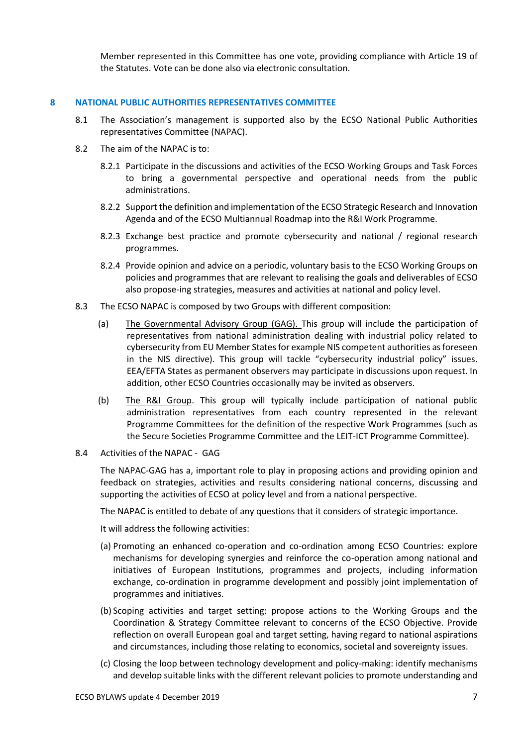Member represented in this Committee has one vote, providing compliance with Article 19 of the Statutes. Vote can be done also via electronic consultation.

## 8 NATIONAL PUBLIC AUTHORITIES REPRESENTATIVES COMMITTEE

8.1 The Association's management is supported also by the ECSO National Public Authorities representatives Committee (NAPAC).

8.2 The aim of the NAPAC is to:

8.2.1 Participate in the discussions and activities of the ECSO Working Groups and Task Forces to bring a governmental perspective and operational needs from the public administrations.

8.2.2 Support the definition and implementation of the ECSO Strategic Research and Innovation Agenda and of the ECSO Multiannual Roadmap into the R&I Work Programme.

8.2.3 Exchange best practice and promote cybersecurity and national / regional research programmes.

8.2.4 Provide opinion and advice on a periodic, voluntary basis to the ECSO Working Groups on policies and programmes that are relevant to realising the goals and deliverables of ECSO also propose-ing strategies, measures and activities at national and policy level.

8.3 The ECSO NAPAC is composed by two Groups with different composition:

(a) The Governmental Advisory Group (GAG). This group will include the participation of representatives from national administration dealing with industrial policy related to cybersecurity from EU Member States for example NIS competent authorities as foreseen in the NIS directive). This group will tackle "cybersecurity industrial policy" issues. EEA/EFTA States as permanent observers may participate in discussions upon request. In addition, other ECSO Countries occasionally may be invited as observers.

(b) The R&I Group. This group will typically include participation of national public administration representatives from each country represented in the relevant Programme Committees for the definition of the respective Work Programmes (such as the Secure Societies Programme Committee and the LEIT-ICT Programme Committee).

8.4 Activities of the NAPAC - GAG

The NAPAC-GAG has a, important role to play in proposing actions and providing opinion and feedback on strategies, activities and results considering national concerns, discussing and supporting the activities of ECSO at policy level and from a national perspective.

The NAPAC is entitled to debate of any questions that it considers of strategic importance.

It will address the following activities:

(a) Promoting an enhanced co-operation and co-ordination among ECSO Countries: explore mechanisms for developing synergies and reinforce the co-operation among national and initiatives of European Institutions, programmes and projects, including information exchange, co-ordination in programme development and possibly joint implementation of programmes and initiatives.

(b) Scoping activities and target setting: propose actions to the Working Groups and the Coordination & Strategy Committee relevant to concerns of the ECSO Objective. Provide reflection on overall European goal and target setting, having regard to national aspirations and circumstances, including those relating to economics, societal and sovereignty issues.

(c) Closing the loop between technology development and policy-making: identify mechanisms and develop suitable links with the different relevant policies to promote understanding and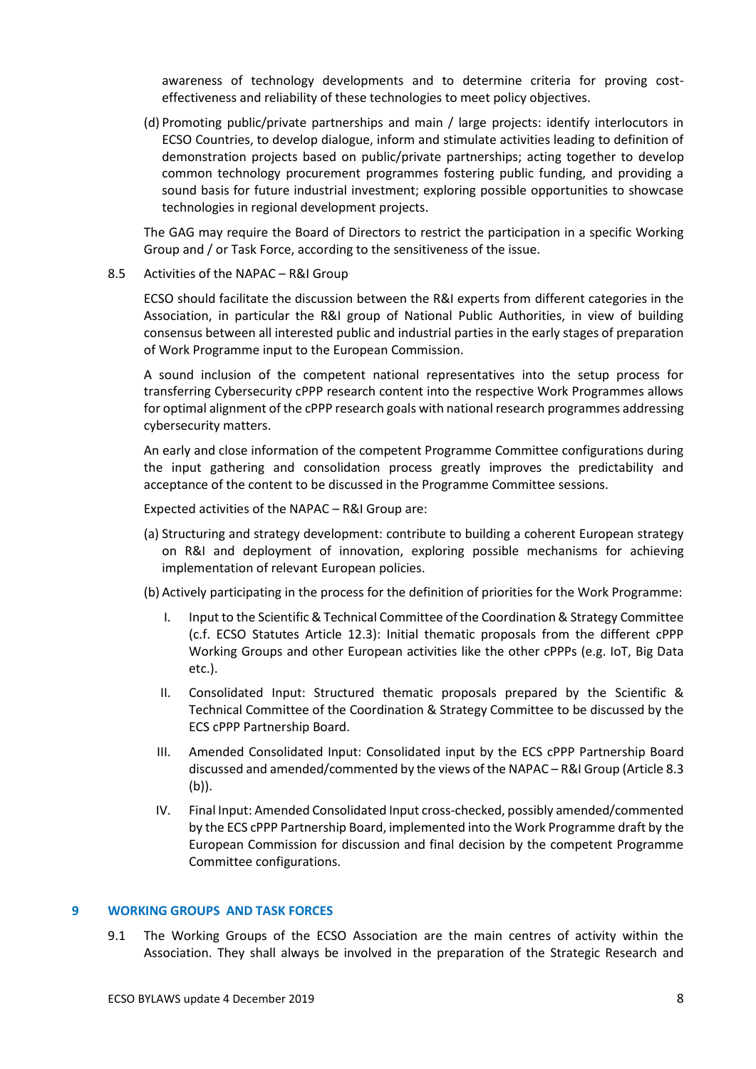awareness of technology developments and to determine criteria for proving cost-effectiveness and reliability of these technologies to meet policy objectives.

(d) Promoting public/private partnerships and main / large projects: identify interlocutors in ECSO Countries, to develop dialogue, inform and stimulate activities leading to definition of demonstration projects based on public/private partnerships; acting together to develop common technology procurement programmes fostering public funding, and providing a sound basis for future industrial investment; exploring possible opportunities to showcase technologies in regional development projects.

The GAG may require the Board of Directors to restrict the participation in a specific Working Group and / or Task Force, according to the sensitiveness of the issue.

8.5 Activities of the NAPAC – R&I Group

ECSO should facilitate the discussion between the R&I experts from different categories in the Association, in particular the R&I group of National Public Authorities, in view of building consensus between all interested public and industrial parties in the early stages of preparation of Work Programme input to the European Commission.

A sound inclusion of the competent national representatives into the setup process for transferring Cybersecurity cPPP research content into the respective Work Programmes allows for optimal alignment of the cPPP research goals with national research programmes addressing cybersecurity matters.

An early and close information of the competent Programme Committee configurations during the input gathering and consolidation process greatly improves the predictability and acceptance of the content to be discussed in the Programme Committee sessions.

Expected activities of the NAPAC – R&I Group are:

(a) Structuring and strategy development: contribute to building a coherent European strategy on R&I and deployment of innovation, exploring possible mechanisms for achieving implementation of relevant European policies.

(b) Actively participating in the process for the definition of priorities for the Work Programme:

I. Input to the Scientific & Technical Committee of the Coordination & Strategy Committee (c.f. ECSO Statutes Article 12.3): Initial thematic proposals from the different cPPP Working Groups and other European activities like the other cPPPs (e.g. IoT, Big Data etc.).

II. Consolidated Input: Structured thematic proposals prepared by the Scientific & Technical Committee of the Coordination & Strategy Committee to be discussed by the ECS cPPP Partnership Board.

III. Amended Consolidated Input: Consolidated input by the ECS cPPP Partnership Board discussed and amended/commented by the views of the NAPAC – R&I Group (Article 8.3 (b)).

IV. Final Input: Amended Consolidated Input cross-checked, possibly amended/commented by the ECS cPPP Partnership Board, implemented into the Work Programme draft by the European Commission for discussion and final decision by the competent Programme Committee configurations.

## 9 WORKING GROUPS AND TASK FORCES

9.1 The Working Groups of the ECSO Association are the main centres of activity within the Association. They shall always be involved in the preparation of the Strategic Research and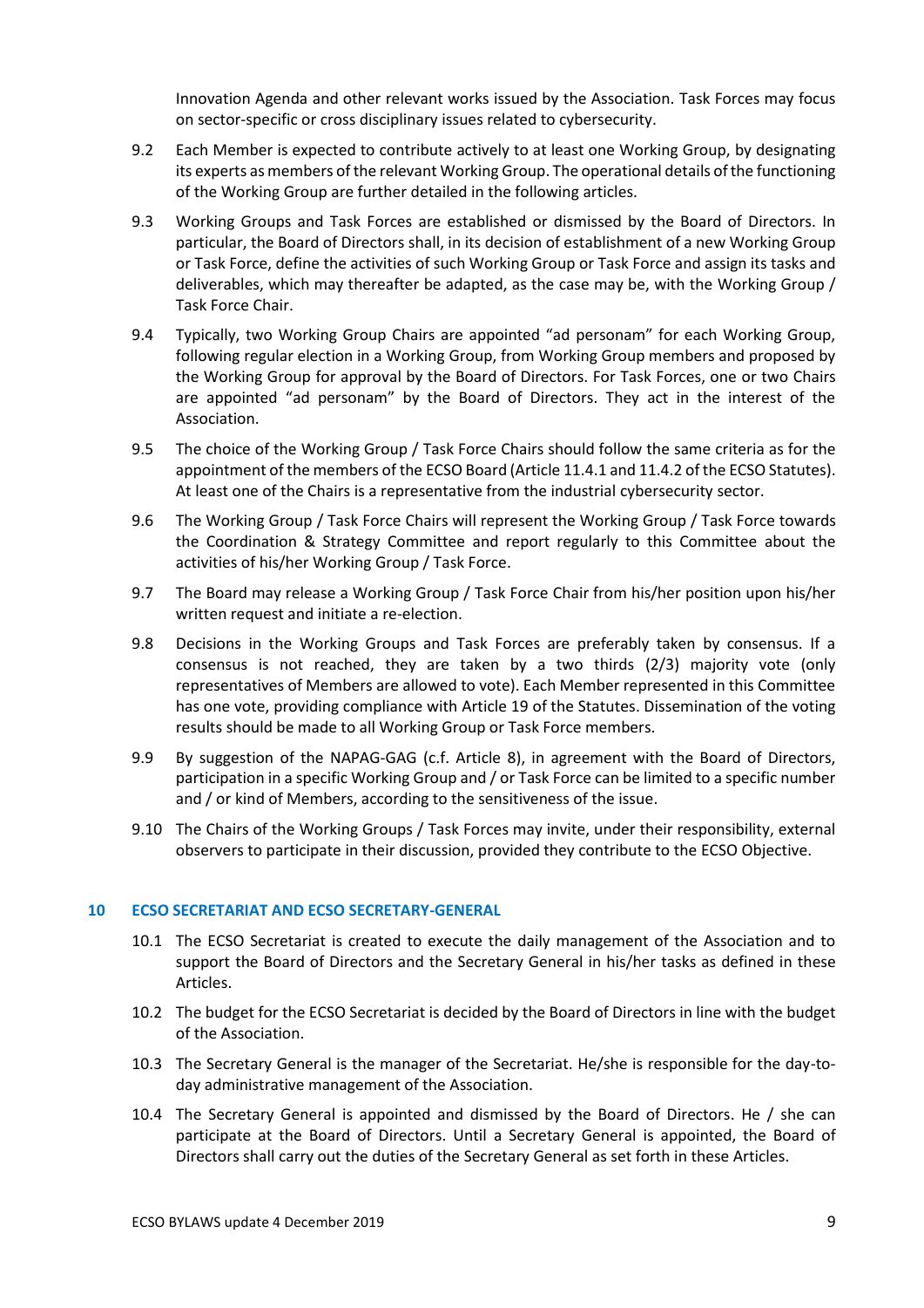Innovation Agenda and other relevant works issued by the Association. Task Forces may focus on sector-specific or cross disciplinary issues related to cybersecurity.

9.2 Each Member is expected to contribute actively to at least one Working Group, by designating its experts as members of the relevant Working Group. The operational details of the functioning of the Working Group are further detailed in the following articles.

9.3 Working Groups and Task Forces are established or dismissed by the Board of Directors. In particular, the Board of Directors shall, in its decision of establishment of a new Working Group or Task Force, define the activities of such Working Group or Task Force and assign its tasks and deliverables, which may thereafter be adapted, as the case may be, with the Working Group / Task Force Chair.

9.4 Typically, two Working Group Chairs are appointed "ad personam" for each Working Group, following regular election in a Working Group, from Working Group members and proposed by the Working Group for approval by the Board of Directors. For Task Forces, one or two Chairs are appointed "ad personam" by the Board of Directors. They act in the interest of the Association.

9.5 The choice of the Working Group / Task Force Chairs should follow the same criteria as for the appointment of the members of the ECSO Board (Article 11.4.1 and 11.4.2 of the ECSO Statutes). At least one of the Chairs is a representative from the industrial cybersecurity sector.

9.6 The Working Group / Task Force Chairs will represent the Working Group / Task Force towards the Coordination & Strategy Committee and report regularly to this Committee about the activities of his/her Working Group / Task Force.

9.7 The Board may release a Working Group / Task Force Chair from his/her position upon his/her written request and initiate a re-election.

9.8 Decisions in the Working Groups and Task Forces are preferably taken by consensus. If a consensus is not reached, they are taken by a two thirds (2/3) majority vote (only representatives of Members are allowed to vote). Each Member represented in this Committee has one vote, providing compliance with Article 19 of the Statutes. Dissemination of the voting results should be made to all Working Group or Task Force members.

9.9 By suggestion of the NAPAG-GAG (c.f. Article 8), in agreement with the Board of Directors, participation in a specific Working Group and / or Task Force can be limited to a specific number and / or kind of Members, according to the sensitiveness of the issue.

9.10 The Chairs of the Working Groups / Task Forces may invite, under their responsibility, external observers to participate in their discussion, provided they contribute to the ECSO Objective.

## 10 ECSO SECRETARIAT AND ECSO SECRETARY-GENERAL

10.1 The ECSO Secretariat is created to execute the daily management of the Association and to support the Board of Directors and the Secretary General in his/her tasks as defined in these Articles.

10.2 The budget for the ECSO Secretariat is decided by the Board of Directors in line with the budget of the Association.

10.3 The Secretary General is the manager of the Secretariat. He/she is responsible for the day-to-day administrative management of the Association.

10.4 The Secretary General is appointed and dismissed by the Board of Directors. He / she can participate at the Board of Directors. Until a Secretary General is appointed, the Board of Directors shall carry out the duties of the Secretary General as set forth in these Articles.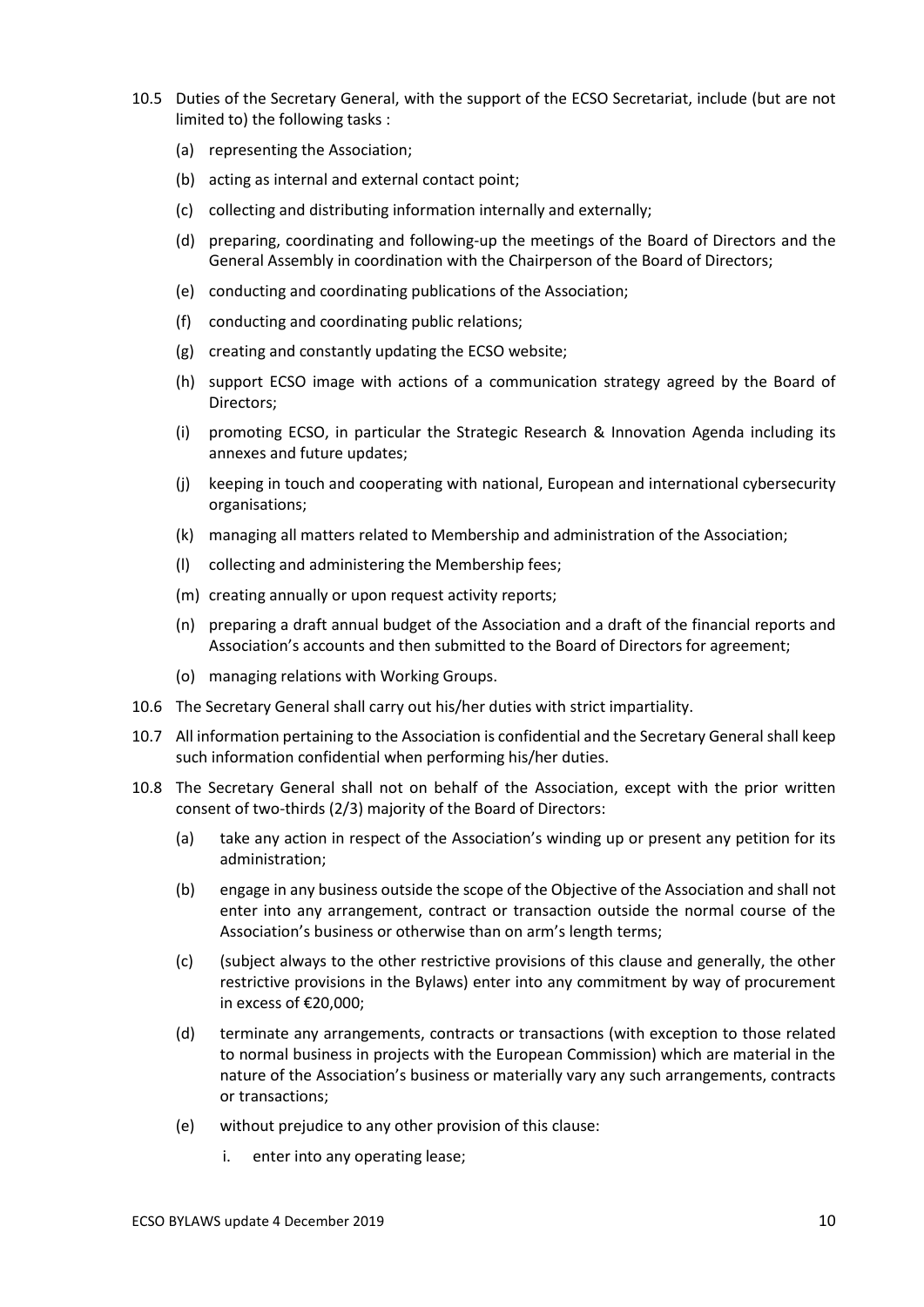10.5 Duties of the Secretary General, with the support of the ECSO Secretariat, include (but are not limited to) the following tasks :

(a) representing the Association;

(b) acting as internal and external contact point;

(c) collecting and distributing information internally and externally;

(d) preparing, coordinating and following-up the meetings of the Board of Directors and the General Assembly in coordination with the Chairperson of the Board of Directors;

(e) conducting and coordinating publications of the Association;

(f) conducting and coordinating public relations;

(g) creating and constantly updating the ECSO website;

(h) support ECSO image with actions of a communication strategy agreed by the Board of Directors;

(i) promoting ECSO, in particular the Strategic Research & Innovation Agenda including its annexes and future updates;

(j) keeping in touch and cooperating with national, European and international cybersecurity organisations;

(k) managing all matters related to Membership and administration of the Association;

(l) collecting and administering the Membership fees;

(m) creating annually or upon request activity reports;

(n) preparing a draft annual budget of the Association and a draft of the financial reports and Association's accounts and then submitted to the Board of Directors for agreement;

(o) managing relations with Working Groups.

10.6 The Secretary General shall carry out his/her duties with strict impartiality.

10.7 All information pertaining to the Association is confidential and the Secretary General shall keep such information confidential when performing his/her duties.

10.8 The Secretary General shall not on behalf of the Association, except with the prior written consent of two-thirds (2/3) majority of the Board of Directors:

(a) take any action in respect of the Association's winding up or present any petition for its administration;

(b) engage in any business outside the scope of the Objective of the Association and shall not enter into any arrangement, contract or transaction outside the normal course of the Association's business or otherwise than on arm's length terms;

(c) (subject always to the other restrictive provisions of this clause and generally, the other restrictive provisions in the Bylaws) enter into any commitment by way of procurement in excess of €20,000;

(d) terminate any arrangements, contracts or transactions (with exception to those related to normal business in projects with the European Commission) which are material in the nature of the Association's business or materially vary any such arrangements, contracts or transactions;

(e) without prejudice to any other provision of this clause:

i. enter into any operating lease;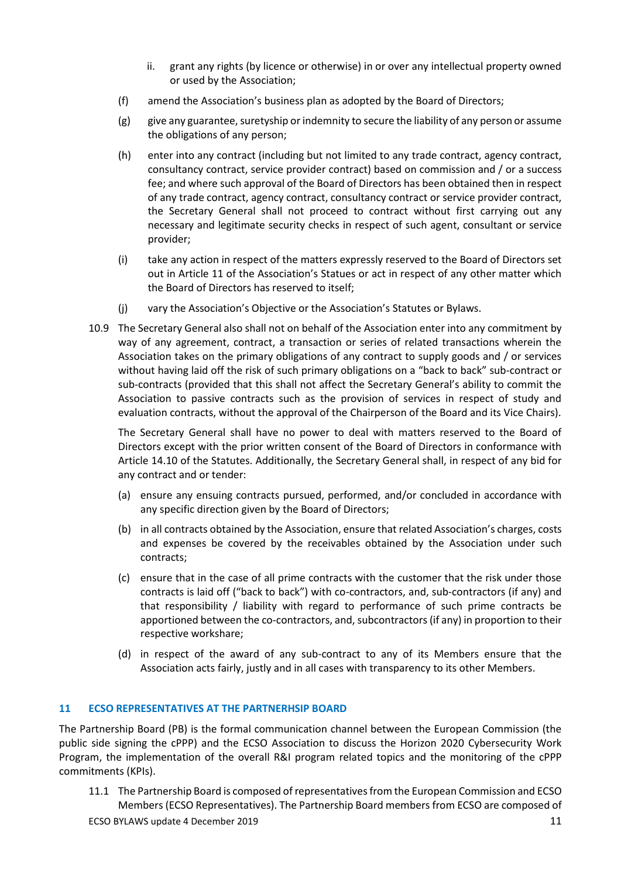ii. grant any rights (by licence or otherwise) in or over any intellectual property owned or used by the Association;

(f) amend the Association's business plan as adopted by the Board of Directors;

(g) give any guarantee, suretyship or indemnity to secure the liability of any person or assume the obligations of any person;

(h) enter into any contract (including but not limited to any trade contract, agency contract, consultancy contract, service provider contract) based on commission and / or a success fee; and where such approval of the Board of Directors has been obtained then in respect of any trade contract, agency contract, consultancy contract or service provider contract, the Secretary General shall not proceed to contract without first carrying out any necessary and legitimate security checks in respect of such agent, consultant or service provider;

(i) take any action in respect of the matters expressly reserved to the Board of Directors set out in Article 11 of the Association's Statues or act in respect of any other matter which the Board of Directors has reserved to itself;

(j) vary the Association's Objective or the Association's Statutes or Bylaws.

10.9 The Secretary General also shall not on behalf of the Association enter into any commitment by way of any agreement, contract, a transaction or series of related transactions wherein the Association takes on the primary obligations of any contract to supply goods and / or services without having laid off the risk of such primary obligations on a "back to back" sub-contract or sub-contracts (provided that this shall not affect the Secretary General's ability to commit the Association to passive contracts such as the provision of services in respect of study and evaluation contracts, without the approval of the Chairperson of the Board and its Vice Chairs).

The Secretary General shall have no power to deal with matters reserved to the Board of Directors except with the prior written consent of the Board of Directors in conformance with Article 14.10 of the Statutes. Additionally, the Secretary General shall, in respect of any bid for any contract and or tender:

(a) ensure any ensuing contracts pursued, performed, and/or concluded in accordance with any specific direction given by the Board of Directors;

(b) in all contracts obtained by the Association, ensure that related Association's charges, costs and expenses be covered by the receivables obtained by the Association under such contracts;

(c) ensure that in the case of all prime contracts with the customer that the risk under those contracts is laid off ("back to back") with co-contractors, and, sub-contractors (if any) and that responsibility / liability with regard to performance of such prime contracts be apportioned between the co-contractors, and, subcontractors (if any) in proportion to their respective workshare;

(d) in respect of the award of any sub-contract to any of its Members ensure that the Association acts fairly, justly and in all cases with transparency to its other Members.

## 11 ECSO REPRESENTATIVES AT THE PARTNERHSIP BOARD

The Partnership Board (PB) is the formal communication channel between the European Commission (the public side signing the cPPP) and the ECSO Association to discuss the Horizon 2020 Cybersecurity Work Program, the implementation of the overall R&I program related topics and the monitoring of the cPPP commitments (KPIs).

11.1 The Partnership Board is composed of representatives from the European Commission and ECSO Members (ECSO Representatives). The Partnership Board members from ECSO are composed of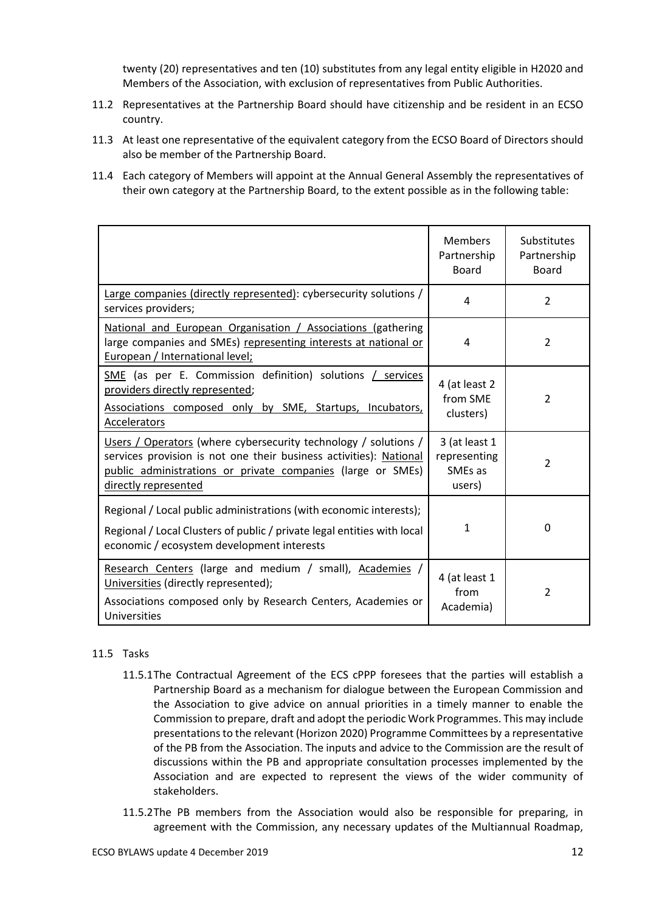twenty (20) representatives and ten (10) substitutes from any legal entity eligible in H2020 and Members of the Association, with exclusion of representatives from Public Authorities.

11.2 Representatives at the Partnership Board should have citizenship and be resident in an ECSO country.

11.3 At least one representative of the equivalent category from the ECSO Board of Directors should also be member of the Partnership Board.

11.4 Each category of Members will appoint at the Annual General Assembly the representatives of their own category at the Partnership Board, to the extent possible as in the following table:

| | Members Partnership Board | Substitutes Partnership Board |
|---|---|---|
| Large companies (directly represented): cybersecurity solutions / services providers; | 4 | 2 |
| National and European Organisation / Associations (gathering large companies and SMEs) representing interests at national or European / International level; | 4 | 2 |
| SME (as per E. Commission definition) solutions / services providers directly represented;<br>Associations composed only by SME, Startups, Incubators, Accelerators | 4 (at least 2 from SME clusters) | 2 |
| Users / Operators (where cybersecurity technology / solutions / services provision is not one their business activities): National public administrations or private companies (large or SMEs) directly represented | 3 (at least 1 representing SMEs as users) | 2 |
| Regional / Local public administrations (with economic interests);<br>Regional / Local Clusters of public / private legal entities with local economic / ecosystem development interests | 1 | 0 |
| Research Centers (large and medium / small), Academies / Universities (directly represented);<br>Associations composed only by Research Centers, Academies or Universities | 4 (at least 1 from Academia) | 2 |

11.5 Tasks

11.5.1 The Contractual Agreement of the ECS cPPP foresees that the parties will establish a Partnership Board as a mechanism for dialogue between the European Commission and the Association to give advice on annual priorities in a timely manner to enable the Commission to prepare, draft and adopt the periodic Work Programmes. This may include presentations to the relevant (Horizon 2020) Programme Committees by a representative of the PB from the Association. The inputs and advice to the Commission are the result of discussions within the PB and appropriate consultation processes implemented by the Association and are expected to represent the views of the wider community of stakeholders.

11.5.2 The PB members from the Association would also be responsible for preparing, in agreement with the Commission, any necessary updates of the Multiannual Roadmap,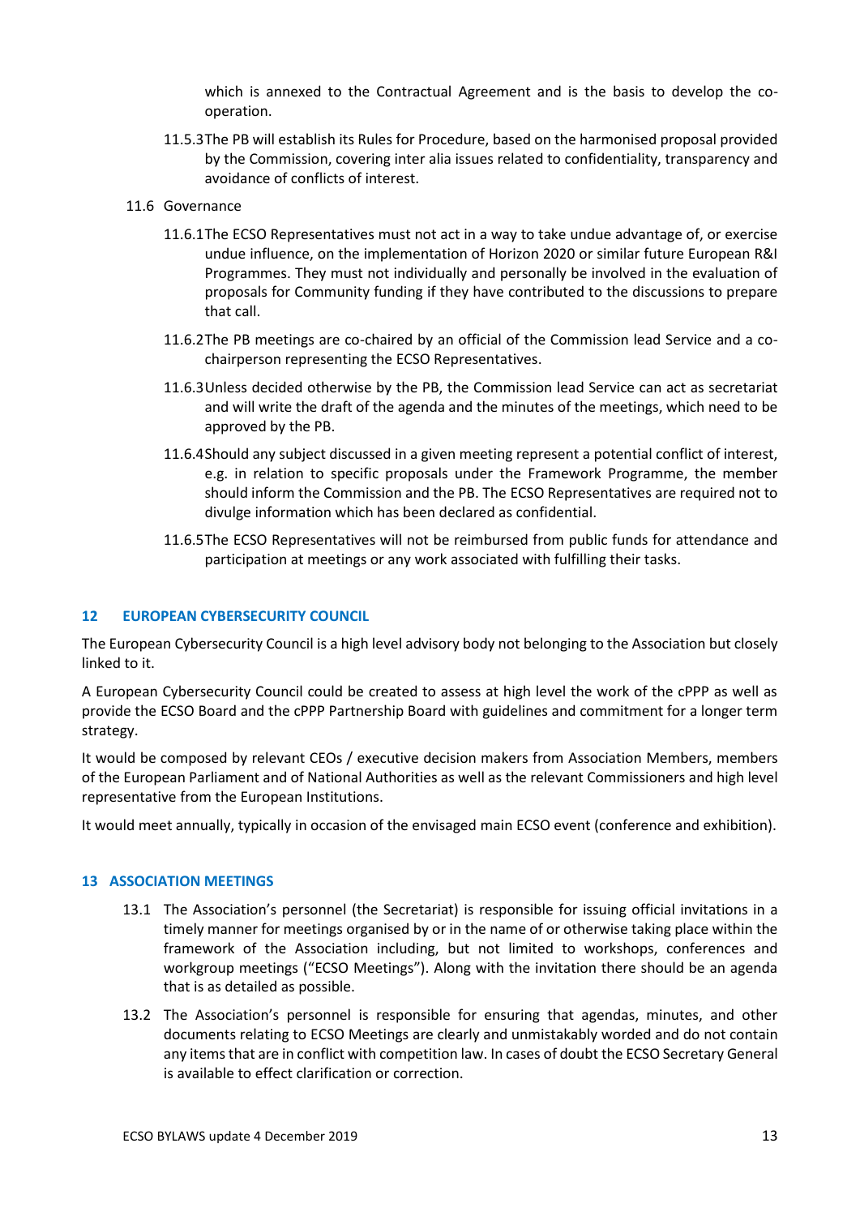which is annexed to the Contractual Agreement and is the basis to develop the co-operation.

11.5.3 The PB will establish its Rules for Procedure, based on the harmonised proposal provided by the Commission, covering inter alia issues related to confidentiality, transparency and avoidance of conflicts of interest.

11.6 Governance

11.6.1 The ECSO Representatives must not act in a way to take undue advantage of, or exercise undue influence, on the implementation of Horizon 2020 or similar future European R&I Programmes. They must not individually and personally be involved in the evaluation of proposals for Community funding if they have contributed to the discussions to prepare that call.

11.6.2 The PB meetings are co-chaired by an official of the Commission lead Service and a co-chairperson representing the ECSO Representatives.

11.6.3 Unless decided otherwise by the PB, the Commission lead Service can act as secretariat and will write the draft of the agenda and the minutes of the meetings, which need to be approved by the PB.

11.6.4 Should any subject discussed in a given meeting represent a potential conflict of interest, e.g. in relation to specific proposals under the Framework Programme, the member should inform the Commission and the PB. The ECSO Representatives are required not to divulge information which has been declared as confidential.

11.6.5 The ECSO Representatives will not be reimbursed from public funds for attendance and participation at meetings or any work associated with fulfilling their tasks.

## 12 EUROPEAN CYBERSECURITY COUNCIL

The European Cybersecurity Council is a high level advisory body not belonging to the Association but closely linked to it.

A European Cybersecurity Council could be created to assess at high level the work of the cPPP as well as provide the ECSO Board and the cPPP Partnership Board with guidelines and commitment for a longer term strategy.

It would be composed by relevant CEOs / executive decision makers from Association Members, members of the European Parliament and of National Authorities as well as the relevant Commissioners and high level representative from the European Institutions.

It would meet annually, typically in occasion of the envisaged main ECSO event (conference and exhibition).

## 13 ASSOCIATION MEETINGS

13.1 The Association's personnel (the Secretariat) is responsible for issuing official invitations in a timely manner for meetings organised by or in the name of or otherwise taking place within the framework of the Association including, but not limited to, workshops, conferences and workgroup meetings ("ECSO Meetings"). Along with the invitation there should be an agenda that is as detailed as possible.

13.2 The Association's personnel is responsible for ensuring that agendas, minutes, and other documents relating to ECSO Meetings are clearly and unmistakably worded and do not contain any items that are in conflict with competition law. In cases of doubt the ECSO Secretary General is available to effect clarification or correction.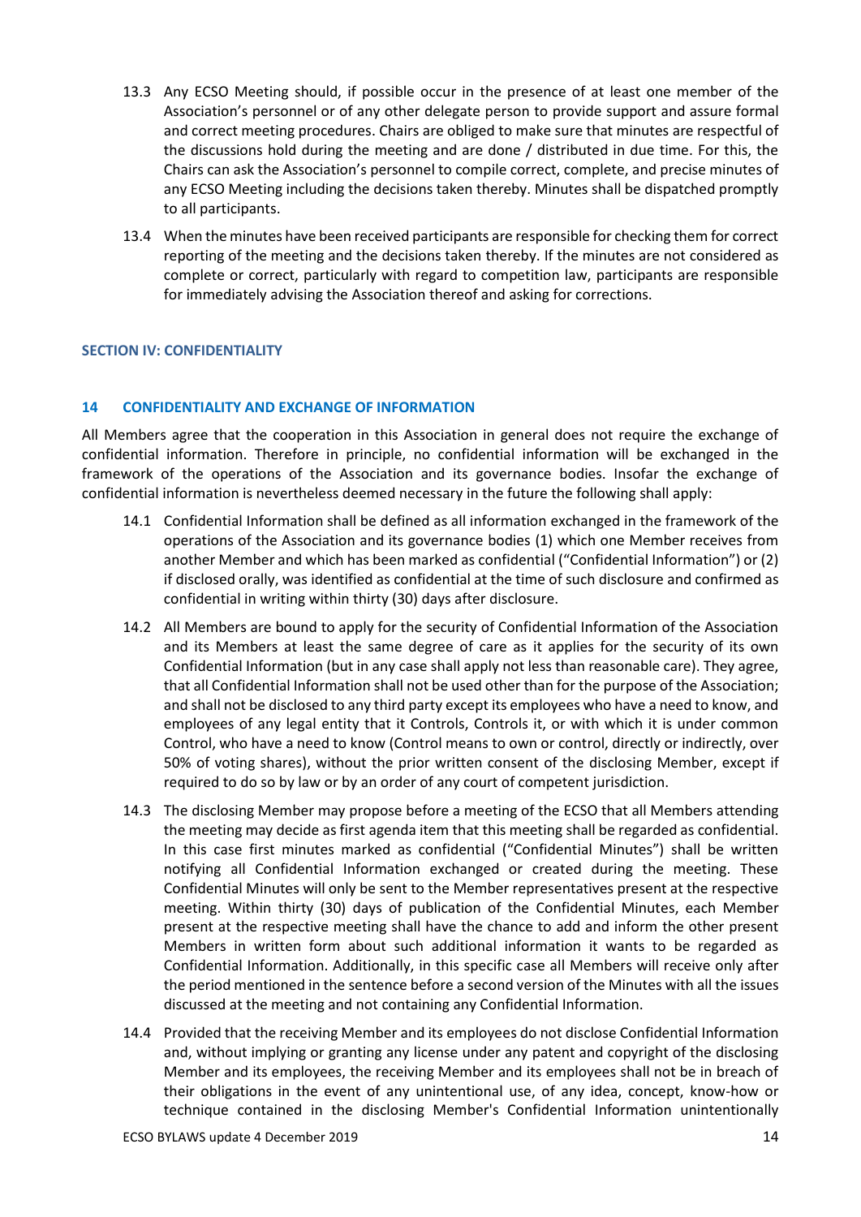13.3 Any ECSO Meeting should, if possible occur in the presence of at least one member of the Association's personnel or of any other delegate person to provide support and assure formal and correct meeting procedures. Chairs are obliged to make sure that minutes are respectful of the discussions hold during the meeting and are done / distributed in due time. For this, the Chairs can ask the Association's personnel to compile correct, complete, and precise minutes of any ECSO Meeting including the decisions taken thereby. Minutes shall be dispatched promptly to all participants.

13.4 When the minutes have been received participants are responsible for checking them for correct reporting of the meeting and the decisions taken thereby. If the minutes are not considered as complete or correct, particularly with regard to competition law, participants are responsible for immediately advising the Association thereof and asking for corrections.

## SECTION IV: CONFIDENTIALITY

### 14 CONFIDENTIALITY AND EXCHANGE OF INFORMATION

All Members agree that the cooperation in this Association in general does not require the exchange of confidential information. Therefore in principle, no confidential information will be exchanged in the framework of the operations of the Association and its governance bodies. Insofar the exchange of confidential information is nevertheless deemed necessary in the future the following shall apply:

14.1 Confidential Information shall be defined as all information exchanged in the framework of the operations of the Association and its governance bodies (1) which one Member receives from another Member and which has been marked as confidential ("Confidential Information") or (2) if disclosed orally, was identified as confidential at the time of such disclosure and confirmed as confidential in writing within thirty (30) days after disclosure.

14.2 All Members are bound to apply for the security of Confidential Information of the Association and its Members at least the same degree of care as it applies for the security of its own Confidential Information (but in any case shall apply not less than reasonable care). They agree, that all Confidential Information shall not be used other than for the purpose of the Association; and shall not be disclosed to any third party except its employees who have a need to know, and employees of any legal entity that it Controls, Controls it, or with which it is under common Control, who have a need to know (Control means to own or control, directly or indirectly, over 50% of voting shares), without the prior written consent of the disclosing Member, except if required to do so by law or by an order of any court of competent jurisdiction.

14.3 The disclosing Member may propose before a meeting of the ECSO that all Members attending the meeting may decide as first agenda item that this meeting shall be regarded as confidential. In this case first minutes marked as confidential ("Confidential Minutes") shall be written notifying all Confidential Information exchanged or created during the meeting. These Confidential Minutes will only be sent to the Member representatives present at the respective meeting. Within thirty (30) days of publication of the Confidential Minutes, each Member present at the respective meeting shall have the chance to add and inform the other present Members in written form about such additional information it wants to be regarded as Confidential Information. Additionally, in this specific case all Members will receive only after the period mentioned in the sentence before a second version of the Minutes with all the issues discussed at the meeting and not containing any Confidential Information.

14.4 Provided that the receiving Member and its employees do not disclose Confidential Information and, without implying or granting any license under any patent and copyright of the disclosing Member and its employees, the receiving Member and its employees shall not be in breach of their obligations in the event of any unintentional use, of any idea, concept, know-how or technique contained in the disclosing Member's Confidential Information unintentionally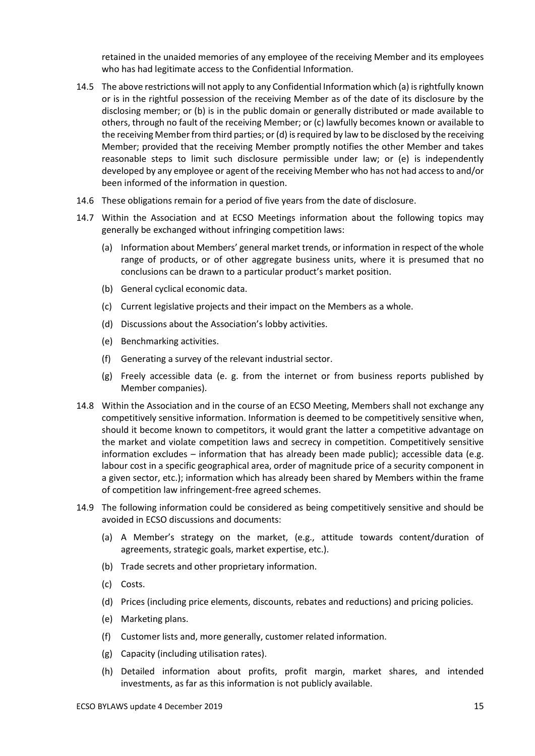retained in the unaided memories of any employee of the receiving Member and its employees who has had legitimate access to the Confidential Information.

14.5 The above restrictions will not apply to any Confidential Information which (a) is rightfully known or is in the rightful possession of the receiving Member as of the date of its disclosure by the disclosing member; or (b) is in the public domain or generally distributed or made available to others, through no fault of the receiving Member; or (c) lawfully becomes known or available to the receiving Member from third parties; or (d) is required by law to be disclosed by the receiving Member; provided that the receiving Member promptly notifies the other Member and takes reasonable steps to limit such disclosure permissible under law; or (e) is independently developed by any employee or agent of the receiving Member who has not had access to and/or been informed of the information in question.

14.6 These obligations remain for a period of five years from the date of disclosure.

14.7 Within the Association and at ECSO Meetings information about the following topics may generally be exchanged without infringing competition laws:

(a) Information about Members' general market trends, or information in respect of the whole range of products, or of other aggregate business units, where it is presumed that no conclusions can be drawn to a particular product's market position.

(b) General cyclical economic data.

(c) Current legislative projects and their impact on the Members as a whole.

(d) Discussions about the Association's lobby activities.

(e) Benchmarking activities.

(f) Generating a survey of the relevant industrial sector.

(g) Freely accessible data (e. g. from the internet or from business reports published by Member companies).

14.8 Within the Association and in the course of an ECSO Meeting, Members shall not exchange any competitively sensitive information. Information is deemed to be competitively sensitive when, should it become known to competitors, it would grant the latter a competitive advantage on the market and violate competition laws and secrecy in competition. Competitively sensitive information excludes – information that has already been made public); accessible data (e.g. labour cost in a specific geographical area, order of magnitude price of a security component in a given sector, etc.); information which has already been shared by Members within the frame of competition law infringement-free agreed schemes.

14.9 The following information could be considered as being competitively sensitive and should be avoided in ECSO discussions and documents:

(a) A Member's strategy on the market, (e.g., attitude towards content/duration of agreements, strategic goals, market expertise, etc.).

(b) Trade secrets and other proprietary information.

(c) Costs.

(d) Prices (including price elements, discounts, rebates and reductions) and pricing policies.

(e) Marketing plans.

(f) Customer lists and, more generally, customer related information.

(g) Capacity (including utilisation rates).

(h) Detailed information about profits, profit margin, market shares, and intended investments, as far as this information is not publicly available.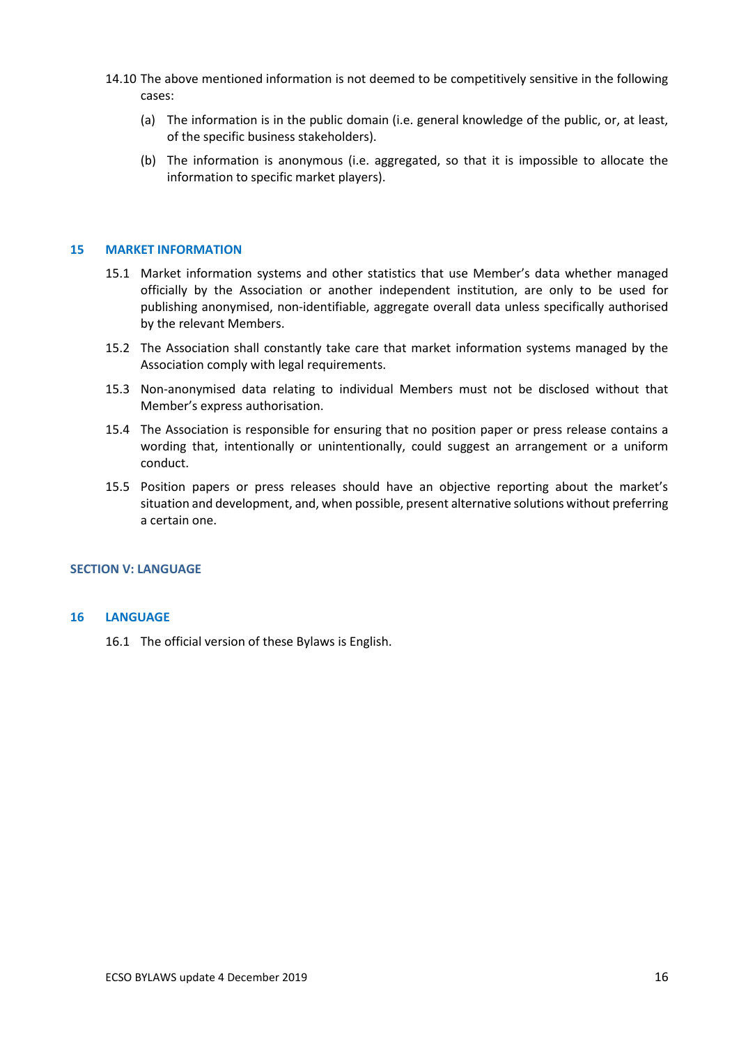14.10 The above mentioned information is not deemed to be competitively sensitive in the following cases:

(a) The information is in the public domain (i.e. general knowledge of the public, or, at least, of the specific business stakeholders).

(b) The information is anonymous (i.e. aggregated, so that it is impossible to allocate the information to specific market players).

## 15 MARKET INFORMATION

15.1 Market information systems and other statistics that use Member's data whether managed officially by the Association or another independent institution, are only to be used for publishing anonymised, non-identifiable, aggregate overall data unless specifically authorised by the relevant Members.

15.2 The Association shall constantly take care that market information systems managed by the Association comply with legal requirements.

15.3 Non-anonymised data relating to individual Members must not be disclosed without that Member's express authorisation.

15.4 The Association is responsible for ensuring that no position paper or press release contains a wording that, intentionally or unintentionally, could suggest an arrangement or a uniform conduct.

15.5 Position papers or press releases should have an objective reporting about the market's situation and development, and, when possible, present alternative solutions without preferring a certain one.

# SECTION V: LANGUAGE

## 16 LANGUAGE

16.1 The official version of these Bylaws is English.